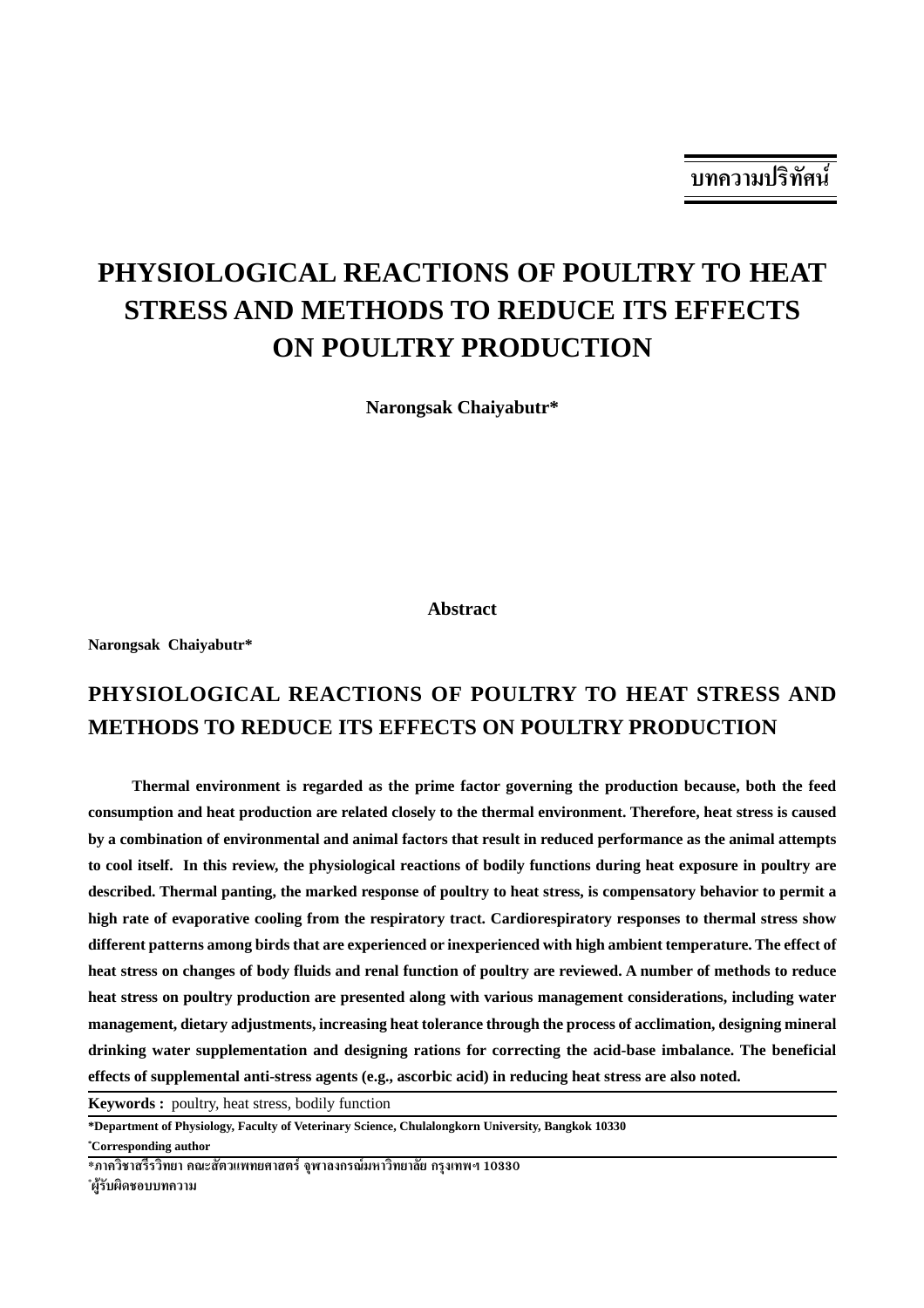**บทความปริทัศน์**

# PHYSIOLOGICAL REACTIONS OF POULTRY TO HEAT STRESS AND METHODS TO REDUCE ITS EFFECTS ON POULTRY PRODUCTION

**Narongsak Chaiyabutr***

## Abstract

**Narongsak Chaiyabutr***

## PHYSIOLOGICAL REACTIONS OF POULTRY TO HEAT STRESS AND METHODS TO REDUCE ITS EFFECTS ON POULTRY PRODUCTION

**Thermal environment is regarded as the prime factor governing the production because, both the feed consumption and heat production are related closely to the thermal environment. Therefore, heat stress is caused by a combination of environmental and animal factors that result in reduced performance as the animal attempts to cool itself. In this review, the physiological reactions of bodily functions during heat exposure in poultry are described. Thermal panting, the marked response of poultry to heat stress, is compensatory behavior to permit a high rate of evaporative cooling from the respiratory tract. Cardiorespiratory responses to thermal stress show different patterns among birds that are experienced or inexperienced with high ambient temperature. The effect of heat stress on changes of body fluids and renal function of poultry are reviewed. A number of methods to reduce heat stress on poultry production are presented along with various management considerations, including water management, dietary adjustments, increasing heat tolerance through the process of acclimation, designing mineral drinking water supplementation and designing rations for correcting the acid-base imbalance. The beneficial effects of supplemental anti-stress agents (e.g., ascorbic acid) in reducing heat stress are also noted.**

**Keywords :** poultry, heat stress, bodily function

**\*Department of Physiology, Faculty of Veterinary Science, Chulalongkorn University, Bangkok 10330**

**[*]Corresponding author**

**\*ภาควิชาสรีรวิทยา คณะสัตวแพทยศาสตร์ จุฬาลงกรณ์มหาวิทยาลัย กรุงเทพฯ 10330**

**[*]ผู้รับผิดชอบบทความ**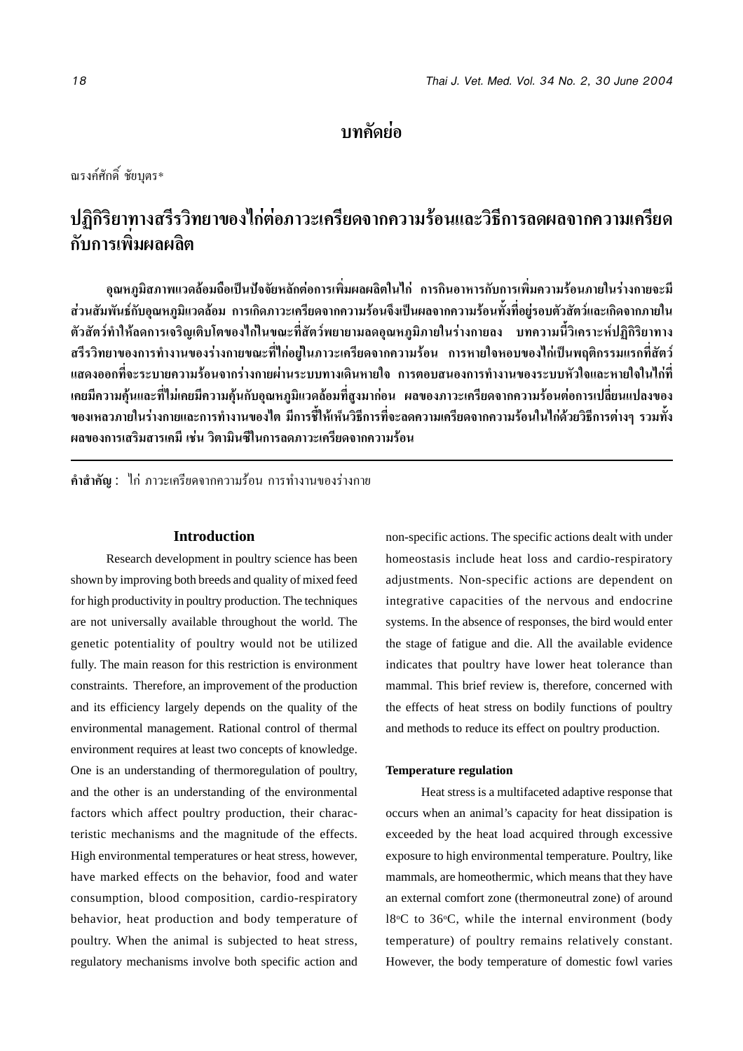# บทคัดย่อ

ณรงค์ศักดิ์ ชัยบุตร*

## ปฏิกิริยาทางสรีรวิทยาของไก่ต่อภาวะเครียดจากความร้อนและวิธีการลดผลจากความเครียดกับการเพิ่มผลผลิต

**อุณหภูมิสภาพแวดล้อมถือเป็นปัจจัยหลักต่อการเพิ่มผลผลิตในไก่ การกินอาหารกับการเพิ่มความร้อนภายในร่างกายจะมีส่วนสัมพันธ์กับอุณหภูมิแวดล้อม การเกิดภาวะเครียดจากความร้อนจึงเป็นผลจากความร้อนทั้งที่อยู่รอบตัวสัตว์และเกิดจากภายในตัวสัตว์ทำให้ลดการเจริญเติบโตของไก่ในขณะที่สัตว์พยายามลดอุณหภูมิภายในร่างกายลง บทความนี้วิเคราะห์ปฏิกิริยาทางสรีรวิทยาของการทำงานของร่างกายขณะที่ไก่อยู่ในภาวะเครียดจากความร้อน การหายใจหอบของไก่เป็นพฤติกรรมแรกที่สัตว์แสดงออกที่จะระบายความร้อนจากร่างกายผ่านระบบทางเดินหายใจ การตอบสนองการทำงานของระบบหัวใจและหายใจในไก่ที่เคยมีความคุ้นและที่ไม่เคยมีความคุ้นกับอุณหภูมิแวดล้อมที่สูงมาก่อน ผลของภาวะเครียดจากความร้อนต่อการเปลี่ยนแปลงของของเหลวภายในร่างกายและการทำงานของไต มีการชี้ให้เห็นวิธีการที่จะลดความเครียดจากความร้อนในไก่ด้วยวิธีการต่างๆ รวมทั้งผลของการเสริมสารเคมี เช่น วิตามินซีในการลดภาวะเครียดจากความร้อน**

---

**คำสำคัญ :** ไก่ ภาวะเครียดจากความร้อน การทำงานของร่างกาย

## Introduction

Research development in poultry science has been shown by improving both breeds and quality of mixed feed for high productivity in poultry production. The techniques are not universally available throughout the world. The genetic potentiality of poultry would not be utilized fully. The main reason for this restriction is environment constraints. Therefore, an improvement of the production and its efficiency largely depends on the quality of the environmental management. Rational control of thermal environment requires at least two concepts of knowledge. One is an understanding of thermoregulation of poultry, and the other is an understanding of the environmental factors which affect poultry production, their characteristic mechanisms and the magnitude of the effects. High environmental temperatures or heat stress, however, have marked effects on the behavior, food and water consumption, blood composition, cardio-respiratory behavior, heat production and body temperature of poultry. When the animal is subjected to heat stress, regulatory mechanisms involve both specific action and non-specific actions. The specific actions dealt with under homeostasis include heat loss and cardio-respiratory adjustments. Non-specific actions are dependent on integrative capacities of the nervous and endocrine systems. In the absence of responses, the bird would enter the stage of fatigue and die. All the available evidence indicates that poultry have lower heat tolerance than mammal. This brief review is, therefore, concerned with the effects of heat stress on bodily functions of poultry and methods to reduce its effect on poultry production.

### Temperature regulation

Heat stress is a multifaceted adaptive response that occurs when an animal's capacity for heat dissipation is exceeded by the heat load acquired through excessive exposure to high environmental temperature. Poultry, like mammals, are homeothermic, which means that they have an external comfort zone (thermoneutral zone) of around 18°C to 36°C, while the internal environment (body temperature) of poultry remains relatively constant. However, the body temperature of domestic fowl varies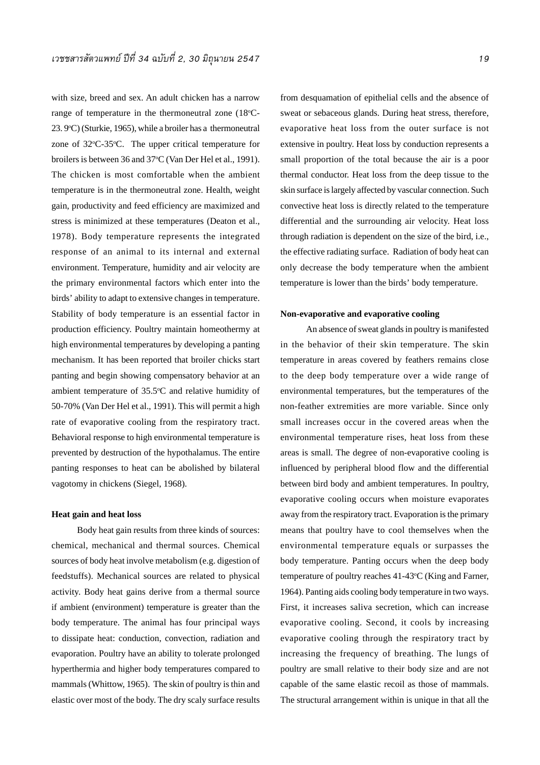with size, breed and sex. An adult chicken has a narrow range of temperature in the thermoneutral zone (18°C-23. 9°C) (Sturkie, 1965), while a broiler has a thermoneutral zone of 32°C-35°C. The upper critical temperature for broilers is between 36 and 37°C (Van Der Hel et al., 1991). The chicken is most comfortable when the ambient temperature is in the thermoneutral zone. Health, weight gain, productivity and feed efficiency are maximized and stress is minimized at these temperatures (Deaton et al., 1978). Body temperature represents the integrated response of an animal to its internal and external environment. Temperature, humidity and air velocity are the primary environmental factors which enter into the birds' ability to adapt to extensive changes in temperature. Stability of body temperature is an essential factor in production efficiency. Poultry maintain homeothermy at high environmental temperatures by developing a panting mechanism. It has been reported that broiler chicks start panting and begin showing compensatory behavior at an ambient temperature of 35.5°C and relative humidity of 50-70% (Van Der Hel et al., 1991). This will permit a high rate of evaporative cooling from the respiratory tract. Behavioral response to high environmental temperature is prevented by destruction of the hypothalamus. The entire panting responses to heat can be abolished by bilateral vagotomy in chickens (Siegel, 1968).

**Heat gain and heat loss**

Body heat gain results from three kinds of sources: chemical, mechanical and thermal sources. Chemical sources of body heat involve metabolism (e.g. digestion of feedstuffs). Mechanical sources are related to physical activity. Body heat gains derive from a thermal source if ambient (environment) temperature is greater than the body temperature. The animal has four principal ways to dissipate heat: conduction, convection, radiation and evaporation. Poultry have an ability to tolerate prolonged hyperthermia and higher body temperatures compared to mammals (Whittow, 1965). The skin of poultry is thin and elastic over most of the body. The dry scaly surface results from desquamation of epithelial cells and the absence of sweat or sebaceous glands. During heat stress, therefore, evaporative heat loss from the outer surface is not extensive in poultry. Heat loss by conduction represents a small proportion of the total because the air is a poor thermal conductor. Heat loss from the deep tissue to the skin surface is largely affected by vascular connection. Such convective heat loss is directly related to the temperature differential and the surrounding air velocity. Heat loss through radiation is dependent on the size of the bird, i.e., the effective radiating surface. Radiation of body heat can only decrease the body temperature when the ambient temperature is lower than the birds' body temperature.

**Non-evaporative and evaporative cooling**

An absence of sweat glands in poultry is manifested in the behavior of their skin temperature. The skin temperature in areas covered by feathers remains close to the deep body temperature over a wide range of environmental temperatures, but the temperatures of the non-feather extremities are more variable. Since only small increases occur in the covered areas when the environmental temperature rises, heat loss from these areas is small. The degree of non-evaporative cooling is influenced by peripheral blood flow and the differential between bird body and ambient temperatures. In poultry, evaporative cooling occurs when moisture evaporates away from the respiratory tract. Evaporation is the primary means that poultry have to cool themselves when the environmental temperature equals or surpasses the body temperature. Panting occurs when the deep body temperature of poultry reaches 41-43°C (King and Farner, 1964). Panting aids cooling body temperature in two ways. First, it increases saliva secretion, which can increase evaporative cooling. Second, it cools by increasing evaporative cooling through the respiratory tract by increasing the frequency of breathing. The lungs of poultry are small relative to their body size and are not capable of the same elastic recoil as those of mammals. The structural arrangement within is unique in that all the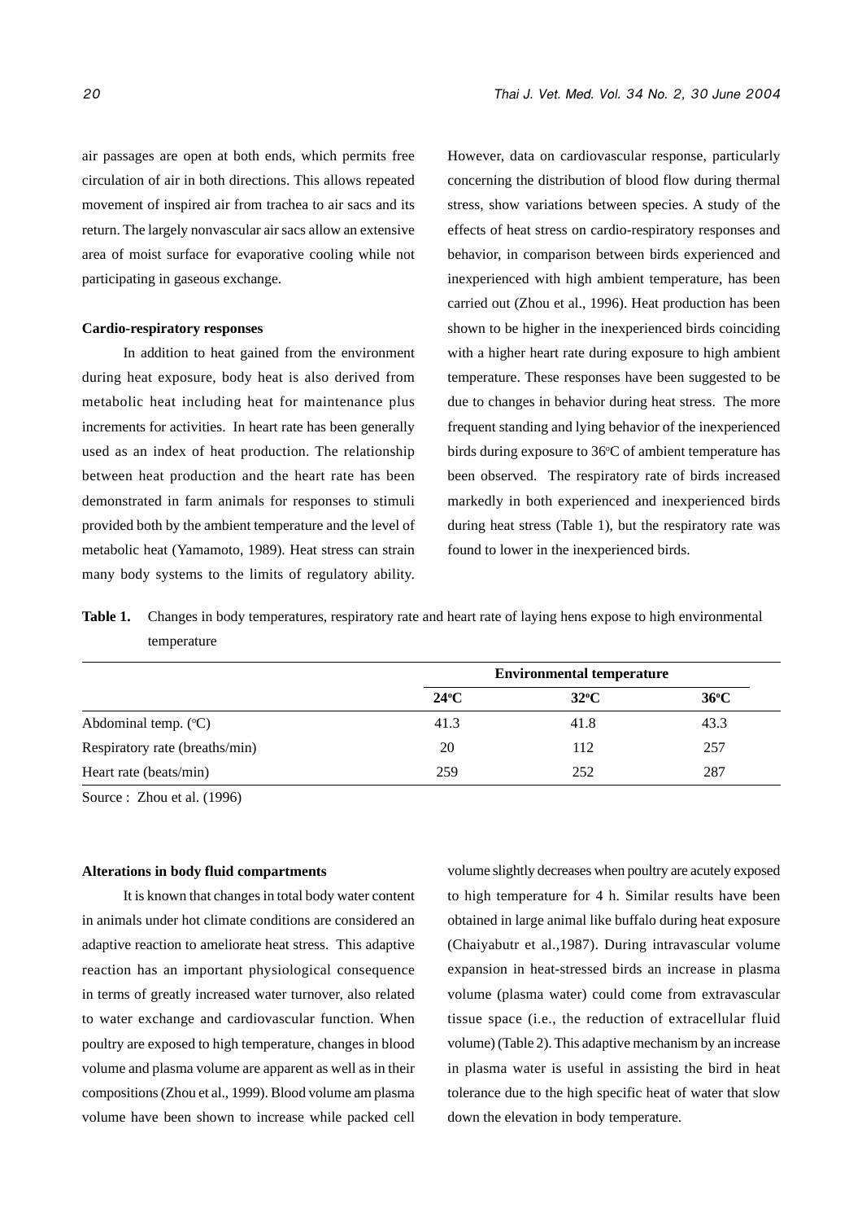air passages are open at both ends, which permits free circulation of air in both directions. This allows repeated movement of inspired air from trachea to air sacs and its return. The largely nonvascular air sacs allow an extensive area of moist surface for evaporative cooling while not participating in gaseous exchange.

**Cardio-respiratory responses**

In addition to heat gained from the environment during heat exposure, body heat is also derived from metabolic heat including heat for maintenance plus increments for activities. In heart rate has been generally used as an index of heat production. The relationship between heat production and the heart rate has been demonstrated in farm animals for responses to stimuli provided both by the ambient temperature and the level of metabolic heat (Yamamoto, 1989). Heat stress can strain many body systems to the limits of regulatory ability. However, data on cardiovascular response, particularly concerning the distribution of blood flow during thermal stress, show variations between species. A study of the effects of heat stress on cardio-respiratory responses and behavior, in comparison between birds experienced and inexperienced with high ambient temperature, has been carried out (Zhou et al., 1996). Heat production has been shown to be higher in the inexperienced birds coinciding with a higher heart rate during exposure to high ambient temperature. These responses have been suggested to be due to changes in behavior during heat stress. The more frequent standing and lying behavior of the inexperienced birds during exposure to 36°C of ambient temperature has been observed. The respiratory rate of birds increased markedly in both experienced and inexperienced birds during heat stress (Table 1), but the respiratory rate was found to lower in the inexperienced birds.

**Table 1.** Changes in body temperatures, respiratory rate and heart rate of laying hens expose to high environmental temperature

| | Environmental temperature | | |
|---|---|---|---|
| | **24°C** | **32°C** | **36°C** |
| Abdominal temp. (°C) | 41.3 | 41.8 | 43.3 |
| Respiratory rate (breaths/min) | 20 | 112 | 257 |
| Heart rate (beats/min) | 259 | 252 | 287 |

Source : Zhou et al. (1996)

**Alterations in body fluid compartments**

It is known that changes in total body water content in animals under hot climate conditions are considered an adaptive reaction to ameliorate heat stress. This adaptive reaction has an important physiological consequence in terms of greatly increased water turnover, also related to water exchange and cardiovascular function. When poultry are exposed to high temperature, changes in blood volume and plasma volume are apparent as well as in their compositions (Zhou et al., 1999). Blood volume am plasma volume have been shown to increase while packed cell volume slightly decreases when poultry are acutely exposed to high temperature for 4 h. Similar results have been obtained in large animal like buffalo during heat exposure (Chaiyabutr et al.,1987). During intravascular volume expansion in heat-stressed birds an increase in plasma volume (plasma water) could come from extravascular tissue space (i.e., the reduction of extracellular fluid volume) (Table 2). This adaptive mechanism by an increase in plasma water is useful in assisting the bird in heat tolerance due to the high specific heat of water that slow down the elevation in body temperature.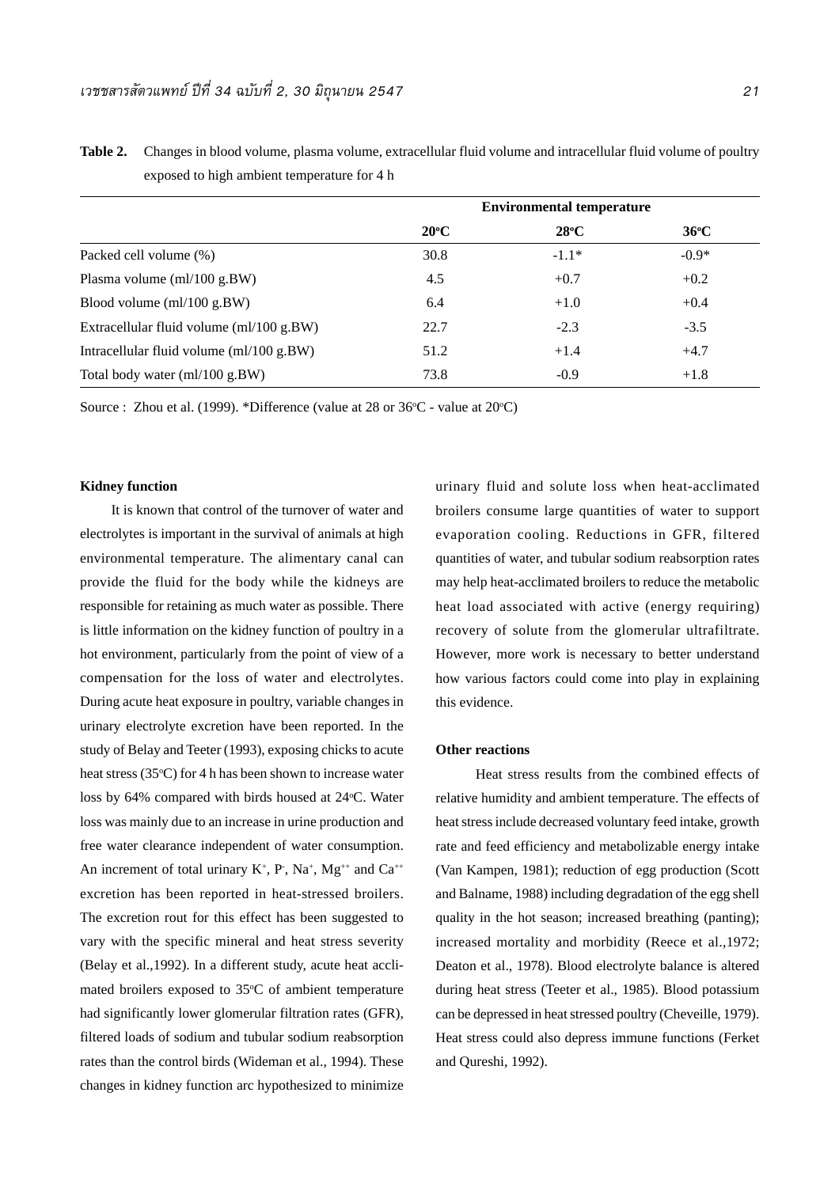**Table 2.** Changes in blood volume, plasma volume, extracellular fluid volume and intracellular fluid volume of poultry exposed to high ambient temperature for 4 h

| | Environmental temperature | | |
|---|---|---|---|
| | 20°C | 28°C | 36°C |
| Packed cell volume (%) | 30.8 | -1.1* | -0.9* |
| Plasma volume (ml/100 g.BW) | 4.5 | +0.7 | +0.2 |
| Blood volume (ml/100 g.BW) | 6.4 | +1.0 | +0.4 |
| Extracellular fluid volume (ml/100 g.BW) | 22.7 | -2.3 | -3.5 |
| Intracellular fluid volume (ml/100 g.BW) | 51.2 | +1.4 | +4.7 |
| Total body water (ml/100 g.BW) | 73.8 | -0.9 | +1.8 |

Source : Zhou et al. (1999). *Difference (value at 28 or 36°C - value at 20°C)

**Kidney function**

It is known that control of the turnover of water and electrolytes is important in the survival of animals at high environmental temperature. The alimentary canal can provide the fluid for the body while the kidneys are responsible for retaining as much water as possible. There is little information on the kidney function of poultry in a hot environment, particularly from the point of view of a compensation for the loss of water and electrolytes. During acute heat exposure in poultry, variable changes in urinary electrolyte excretion have been reported. In the study of Belay and Teeter (1993), exposing chicks to acute heat stress (35°C) for 4 h has been shown to increase water loss by 64% compared with birds housed at 24°C. Water loss was mainly due to an increase in urine production and free water clearance independent of water consumption. An increment of total urinary $K^+$, $P^-$, $Na^+$, $Mg^{++}$ and $Ca^{++}$ excretion has been reported in heat-stressed broilers. The excretion rout for this effect has been suggested to vary with the specific mineral and heat stress severity (Belay et al.,1992). In a different study, acute heat acclimated broilers exposed to 35°C of ambient temperature had significantly lower glomerular filtration rates (GFR), filtered loads of sodium and tubular sodium reabsorption rates than the control birds (Wideman et al., 1994). These changes in kidney function arc hypothesized to minimize urinary fluid and solute loss when heat-acclimated broilers consume large quantities of water to support evaporation cooling. Reductions in GFR, filtered quantities of water, and tubular sodium reabsorption rates may help heat-acclimated broilers to reduce the metabolic heat load associated with active (energy requiring) recovery of solute from the glomerular ultrafiltrate. However, more work is necessary to better understand how various factors could come into play in explaining this evidence.

**Other reactions**

Heat stress results from the combined effects of relative humidity and ambient temperature. The effects of heat stress include decreased voluntary feed intake, growth rate and feed efficiency and metabolizable energy intake (Van Kampen, 1981); reduction of egg production (Scott and Balname, 1988) including degradation of the egg shell quality in the hot season; increased breathing (panting); increased mortality and morbidity (Reece et al.,1972; Deaton et al., 1978). Blood electrolyte balance is altered during heat stress (Teeter et al., 1985). Blood potassium can be depressed in heat stressed poultry (Cheveille, 1979). Heat stress could also depress immune functions (Ferket and Qureshi, 1992).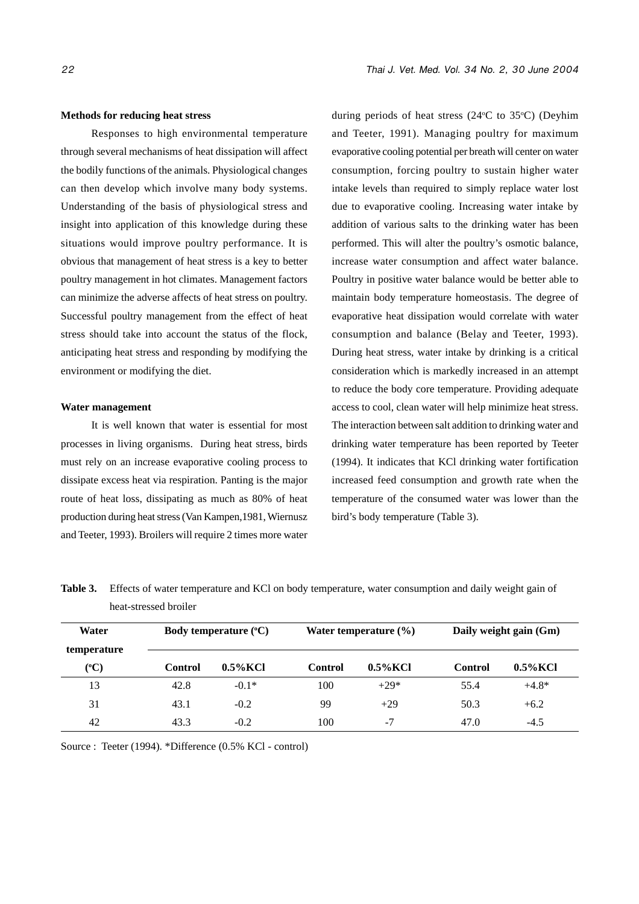### Methods for reducing heat stress

Responses to high environmental temperature through several mechanisms of heat dissipation will affect the bodily functions of the animals. Physiological changes can then develop which involve many body systems. Understanding of the basis of physiological stress and insight into application of this knowledge during these situations would improve poultry performance. It is obvious that management of heat stress is a key to better poultry management in hot climates. Management factors can minimize the adverse affects of heat stress on poultry. Successful poultry management from the effect of heat stress should take into account the status of the flock, anticipating heat stress and responding by modifying the environment or modifying the diet.

### Water management

It is well known that water is essential for most processes in living organisms. During heat stress, birds must rely on an increase evaporative cooling process to dissipate excess heat via respiration. Panting is the major route of heat loss, dissipating as much as 80% of heat production during heat stress (Van Kampen,1981, Wiernusz and Teeter, 1993). Broilers will require 2 times more water during periods of heat stress (24°C to 35°C) (Deyhim and Teeter, 1991). Managing poultry for maximum evaporative cooling potential per breath will center on water consumption, forcing poultry to sustain higher water intake levels than required to simply replace water lost due to evaporative cooling. Increasing water intake by addition of various salts to the drinking water has been performed. This will alter the poultry's osmotic balance, increase water consumption and affect water balance. Poultry in positive water balance would be better able to maintain body temperature homeostasis. The degree of evaporative heat dissipation would correlate with water consumption and balance (Belay and Teeter, 1993). During heat stress, water intake by drinking is a critical consideration which is markedly increased in an attempt to reduce the body core temperature. Providing adequate access to cool, clean water will help minimize heat stress. The interaction between salt addition to drinking water and drinking water temperature has been reported by Teeter (1994). It indicates that KCl drinking water fortification increased feed consumption and growth rate when the temperature of the consumed water was lower than the bird's body temperature (Table 3).

**Table 3.** Effects of water temperature and KCl on body temperature, water consumption and daily weight gain of heat-stressed broiler

| Water temperature (°C) | Body temperature (°C) | | Water temperature (%) | | Daily weight gain (Gm) | |
|---|---|---|---|---|---|---|
| | Control | 0.5%KCl | Control | 0.5%KCl | Control | 0.5%KCl |
| 13 | 42.8 | -0.1* | 100 | +29* | 55.4 | +4.8* |
| 31 | 43.1 | -0.2 | 99 | +29 | 50.3 | +6.2 |
| 42 | 43.3 | -0.2 | 100 | -7 | 47.0 | -4.5 |

Source : Teeter (1994). *Difference (0.5% KCl - control)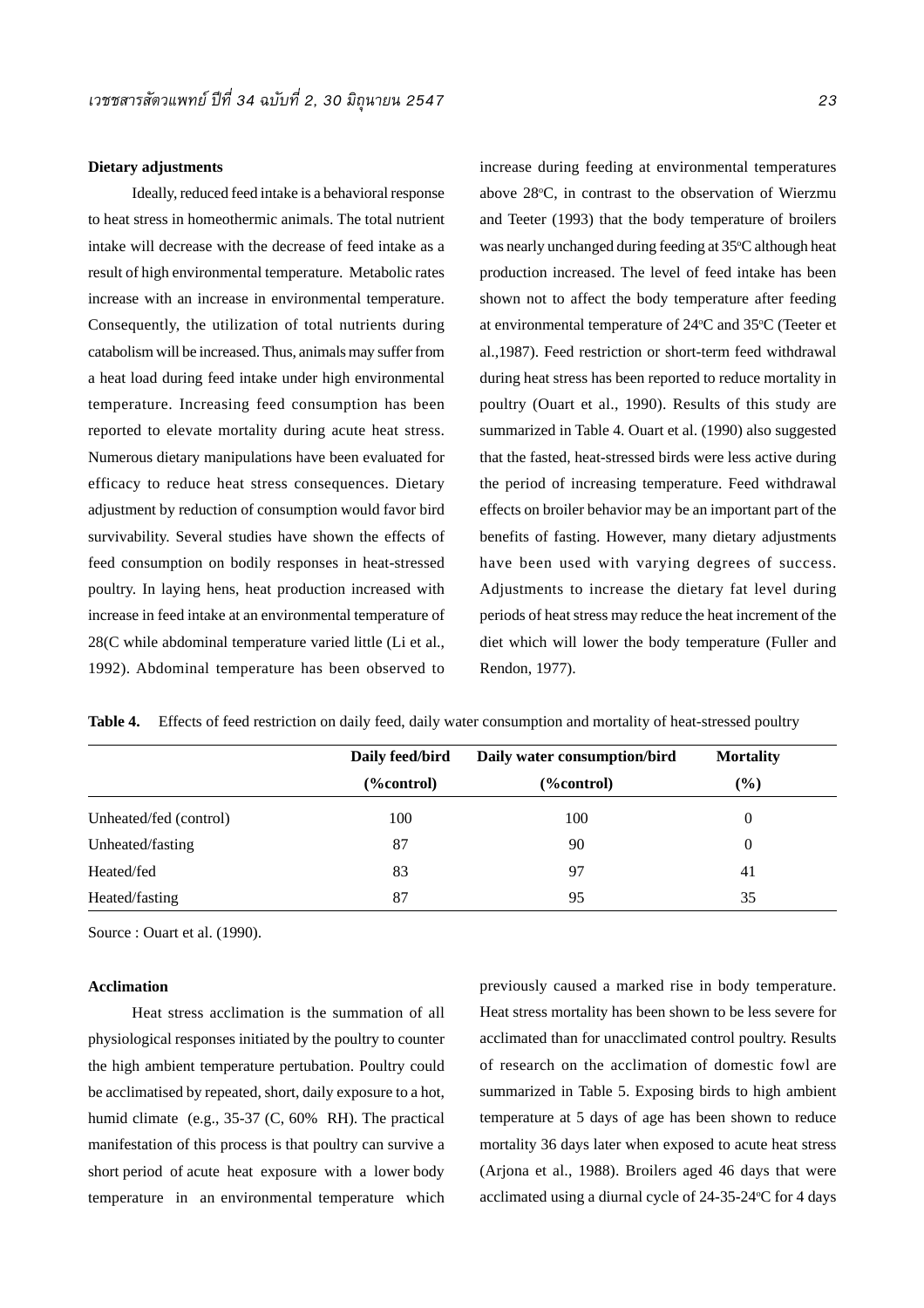### Dietary adjustments

Ideally, reduced feed intake is a behavioral response to heat stress in homeothermic animals. The total nutrient intake will decrease with the decrease of feed intake as a result of high environmental temperature. Metabolic rates increase with an increase in environmental temperature. Consequently, the utilization of total nutrients during catabolism will be increased. Thus, animals may suffer from a heat load during feed intake under high environmental temperature. Increasing feed consumption has been reported to elevate mortality during acute heat stress. Numerous dietary manipulations have been evaluated for efficacy to reduce heat stress consequences. Dietary adjustment by reduction of consumption would favor bird survivability. Several studies have shown the effects of feed consumption on bodily responses in heat-stressed poultry. In laying hens, heat production increased with increase in feed intake at an environmental temperature of 28(C while abdominal temperature varied little (Li et al., 1992). Abdominal temperature has been observed to increase during feeding at environmental temperatures above 28°C, in contrast to the observation of Wierzmu and Teeter (1993) that the body temperature of broilers was nearly unchanged during feeding at 35°C although heat production increased. The level of feed intake has been shown not to affect the body temperature after feeding at environmental temperature of 24°C and 35°C (Teeter et al.,1987). Feed restriction or short-term feed withdrawal during heat stress has been reported to reduce mortality in poultry (Ouart et al., 1990). Results of this study are summarized in Table 4. Ouart et al. (1990) also suggested that the fasted, heat-stressed birds were less active during the period of increasing temperature. Feed withdrawal effects on broiler behavior may be an important part of the benefits of fasting. However, many dietary adjustments have been used with varying degrees of success. Adjustments to increase the dietary fat level during periods of heat stress may reduce the heat increment of the diet which will lower the body temperature (Fuller and Rendon, 1977).

**Table 4.** Effects of feed restriction on daily feed, daily water consumption and mortality of heat-stressed poultry

| | Daily feed/bird (%control) | Daily water consumption/bird (%control) | Mortality (%) |
|---|---|---|---|
| Unheated/fed (control) | 100 | 100 | 0 |
| Unheated/fasting | 87 | 90 | 0 |
| Heated/fed | 83 | 97 | 41 |
| Heated/fasting | 87 | 95 | 35 |

Source : Ouart et al. (1990).

### Acclimation

Heat stress acclimation is the summation of all physiological responses initiated by the poultry to counter the high ambient temperature pertubation. Poultry could be acclimatised by repeated, short, daily exposure to a hot, humid climate (e.g., 35-37 (C, 60% RH). The practical manifestation of this process is that poultry can survive a short period of acute heat exposure with a lower body temperature in an environmental temperature which previously caused a marked rise in body temperature. Heat stress mortality has been shown to be less severe for acclimated than for unacclimated control poultry. Results of research on the acclimation of domestic fowl are summarized in Table 5. Exposing birds to high ambient temperature at 5 days of age has been shown to reduce mortality 36 days later when exposed to acute heat stress (Arjona et al., 1988). Broilers aged 46 days that were acclimated using a diurnal cycle of 24-35-24°C for 4 days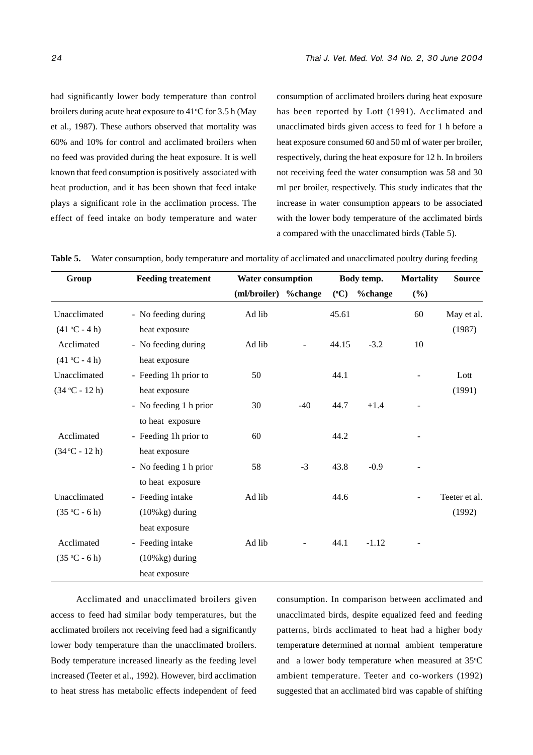had significantly lower body temperature than control broilers during acute heat exposure to 41°C for 3.5 h (May et al., 1987). These authors observed that mortality was 60% and 10% for control and acclimated broilers when no feed was provided during the heat exposure. It is well known that feed consumption is positively associated with heat production, and it has been shown that feed intake plays a significant role in the acclimation process. The effect of feed intake on body temperature and water consumption of acclimated broilers during heat exposure has been reported by Lott (1991). Acclimated and unacclimated birds given access to feed for 1 h before a heat exposure consumed 60 and 50 ml of water per broiler, respectively, during the heat exposure for 12 h. In broilers not receiving feed the water consumption was 58 and 30 ml per broiler, respectively. This study indicates that the increase in water consumption appears to be associated with the lower body temperature of the acclimated birds a compared with the unacclimated birds (Table 5).

**Table 5.** Water consumption, body temperature and mortality of acclimated and unacclimated poultry during feeding

| Group | Feeding treatement | Water consumption | | Body temp. | | Mortality | Source |
|---|---|---|---|---|---|---|---|
| | | (ml/broiler) | %change | (°C) | %change | (%) | |
| Unacclimated (41 °C - 4 h) | - No feeding during heat exposure | Ad lib | | 45.61 | | 60 | May et al. (1987) |
| Acclimated (41 °C - 4 h) | - No feeding during heat exposure | Ad lib | - | 44.15 | -3.2 | 10 | |
| Unacclimated (34 °C - 12 h) | - Feeding 1h prior to heat exposure | 50 | | 44.1 | | - | Lott (1991) |
| | - No feeding 1 h prior to heat exposure | 30 | -40 | 44.7 | +1.4 | - | |
| Acclimated (34 °C - 12 h) | - Feeding 1h prior to heat exposure | 60 | | 44.2 | | - | |
| | - No feeding 1 h prior to heat exposure | 58 | -3 | 43.8 | -0.9 | - | |
| Unacclimated (35 °C - 6 h) | - Feeding intake (10%kg) during heat exposure | Ad lib | | 44.6 | | - | Teeter et al. (1992) |
| Acclimated (35 °C - 6 h) | - Feeding intake (10%kg) during heat exposure | Ad lib | - | 44.1 | -1.12 | - | |

Acclimated and unacclimated broilers given access to feed had similar body temperatures, but the acclimated broilers not receiving feed had a significantly lower body temperature than the unacclimated broilers. Body temperature increased linearly as the feeding level increased (Teeter et al., 1992). However, bird acclimation to heat stress has metabolic effects independent of feed consumption. In comparison between acclimated and unacclimated birds, despite equalized feed and feeding patterns, birds acclimated to heat had a higher body temperature determined at normal ambient temperature and a lower body temperature when measured at 35°C ambient temperature. Teeter and co-workers (1992) suggested that an acclimated bird was capable of shifting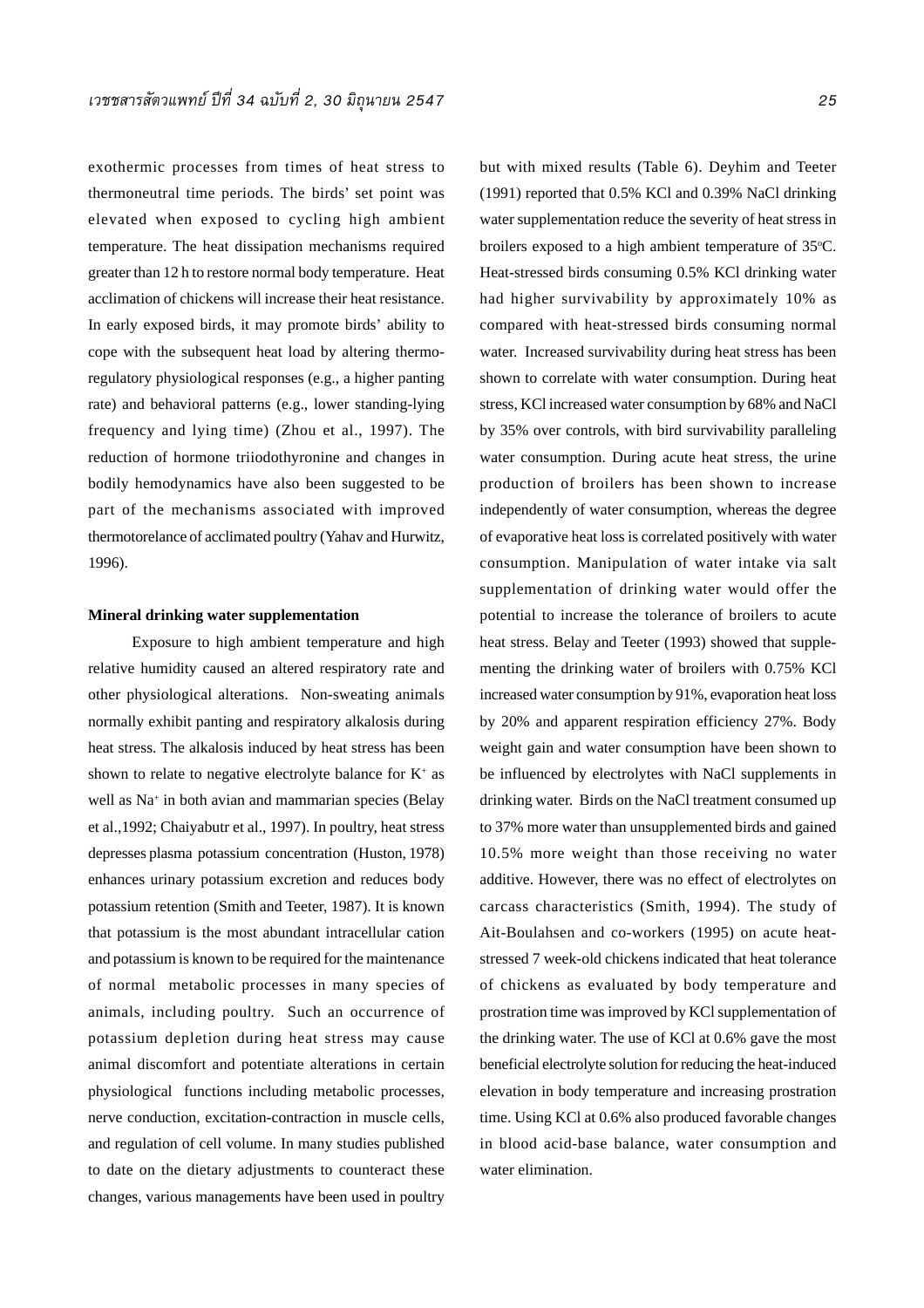exothermic processes from times of heat stress to thermoneutral time periods. The birds' set point was elevated when exposed to cycling high ambient temperature. The heat dissipation mechanisms required greater than 12 h to restore normal body temperature. Heat acclimation of chickens will increase their heat resistance. In early exposed birds, it may promote birds' ability to cope with the subsequent heat load by altering thermoregulatory physiological responses (e.g., a higher panting rate) and behavioral patterns (e.g., lower standing-lying frequency and lying time) (Zhou et al., 1997). The reduction of hormone triiodothyronine and changes in bodily hemodynamics have also been suggested to be part of the mechanisms associated with improved thermotorelance of acclimated poultry (Yahav and Hurwitz, 1996).

**Mineral drinking water supplementation**

Exposure to high ambient temperature and high relative humidity caused an altered respiratory rate and other physiological alterations. Non-sweating animals normally exhibit panting and respiratory alkalosis during heat stress. The alkalosis induced by heat stress has been shown to relate to negative electrolyte balance for $K^+$ as well as $Na^+$ in both avian and mammarian species (Belay et al.,1992; Chaiyabutr et al., 1997). In poultry, heat stress depresses plasma potassium concentration (Huston, 1978) enhances urinary potassium excretion and reduces body potassium retention (Smith and Teeter, 1987). It is known that potassium is the most abundant intracellular cation and potassium is known to be required for the maintenance of normal metabolic processes in many species of animals, including poultry. Such an occurrence of potassium depletion during heat stress may cause animal discomfort and potentiate alterations in certain physiological functions including metabolic processes, nerve conduction, excitation-contraction in muscle cells, and regulation of cell volume. In many studies published to date on the dietary adjustments to counteract these changes, various managements have been used in poultry but with mixed results (Table 6). Deyhim and Teeter (1991) reported that 0.5% KCl and 0.39% NaCl drinking water supplementation reduce the severity of heat stress in broilers exposed to a high ambient temperature of 35°C. Heat-stressed birds consuming 0.5% KCl drinking water had higher survivability by approximately 10% as compared with heat-stressed birds consuming normal water. Increased survivability during heat stress has been shown to correlate with water consumption. During heat stress, KCl increased water consumption by 68% and NaCl by 35% over controls, with bird survivability paralleling water consumption. During acute heat stress, the urine production of broilers has been shown to increase independently of water consumption, whereas the degree of evaporative heat loss is correlated positively with water consumption. Manipulation of water intake via salt supplementation of drinking water would offer the potential to increase the tolerance of broilers to acute heat stress. Belay and Teeter (1993) showed that supplementing the drinking water of broilers with 0.75% KCl increased water consumption by 91%, evaporation heat loss by 20% and apparent respiration efficiency 27%. Body weight gain and water consumption have been shown to be influenced by electrolytes with NaCl supplements in drinking water. Birds on the NaCl treatment consumed up to 37% more water than unsupplemented birds and gained 10.5% more weight than those receiving no water additive. However, there was no effect of electrolytes on carcass characteristics (Smith, 1994). The study of Ait-Boulahsen and co-workers (1995) on acute heat-stressed 7 week-old chickens indicated that heat tolerance of chickens as evaluated by body temperature and prostration time was improved by KCl supplementation of the drinking water. The use of KCl at 0.6% gave the most beneficial electrolyte solution for reducing the heat-induced elevation in body temperature and increasing prostration time. Using KCl at 0.6% also produced favorable changes in blood acid-base balance, water consumption and water elimination.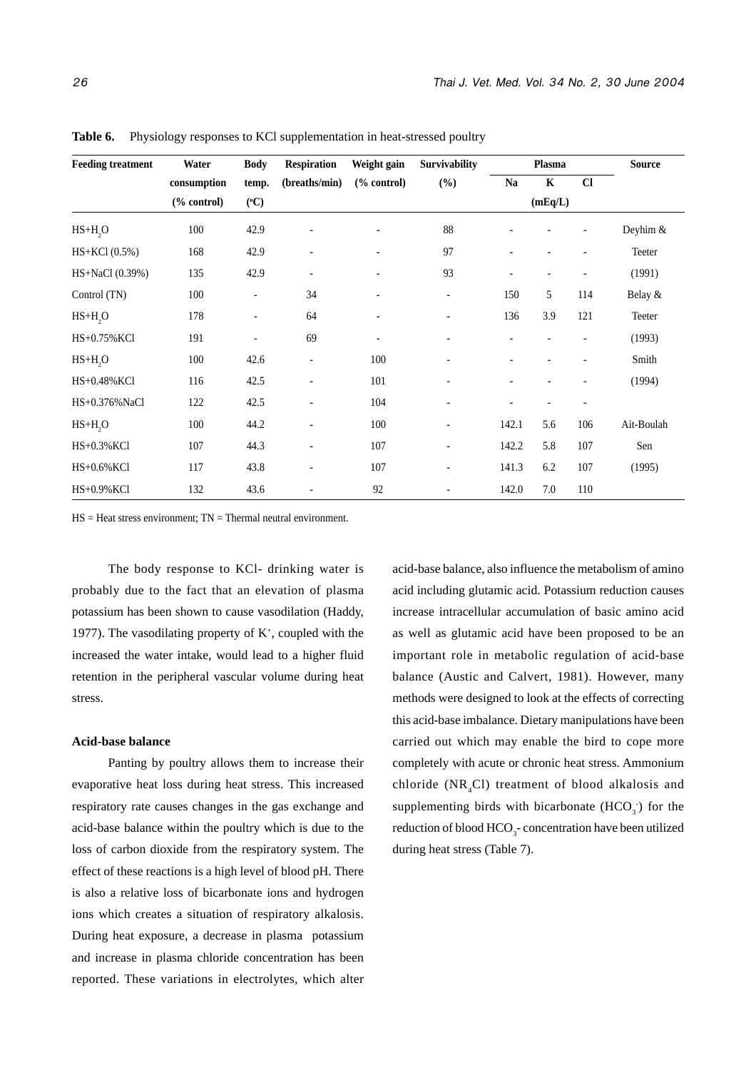**Table 6.** Physiology responses to KCl supplementation in heat-stressed poultry

| Feeding treatment | Water consumption (% control) | Body temp. (°C) | Respiration (breaths/min) | Weight gain (% control) | Survivability (%) | Plasma Na | K (mEq/L) | Cl | Source |
|---|---|---|---|---|---|---|---|---|---|
| HS+$H_2O$ | 100 | 42.9 | - | - | 88 | - | - | - | Deyhim & |
| HS+KCl (0.5%) | 168 | 42.9 | - | - | 97 | - | - | - | Teeter |
| HS+NaCl (0.39%) | 135 | 42.9 | - | - | 93 | - | - | - | (1991) |
| Control (TN) | 100 | - | 34 | - | - | 150 | 5 | 114 | Belay & |
| HS+$H_2O$ | 178 | - | 64 | - | - | 136 | 3.9 | 121 | Teeter |
| HS+0.75%KCl | 191 | - | 69 | - | - | - | - | - | (1993) |
| HS+$H_2O$ | 100 | 42.6 | - | 100 | - | - | - | - | Smith |
| HS+0.48%KCl | 116 | 42.5 | - | 101 | - | - | - | - | (1994) |
| HS+0.376%NaCl | 122 | 42.5 | - | 104 | - | - | - | - | |
| HS+$H_2O$ | 100 | 44.2 | - | 100 | - | 142.1 | 5.6 | 106 | Ait-Boulah |
| HS+0.3%KCl | 107 | 44.3 | - | 107 | - | 142.2 | 5.8 | 107 | Sen |
| HS+0.6%KCl | 117 | 43.8 | - | 107 | - | 141.3 | 6.2 | 107 | (1995) |
| HS+0.9%KCl | 132 | 43.6 | - | 92 | - | 142.0 | 7.0 | 110 | |

HS = Heat stress environment; TN = Thermal neutral environment.

The body response to KCl- drinking water is probably due to the fact that an elevation of plasma potassium has been shown to cause vasodilation (Haddy, 1977). The vasodilating property of $K^+$, coupled with the increased the water intake, would lead to a higher fluid retention in the peripheral vascular volume during heat stress.

**Acid-base balance**

Panting by poultry allows them to increase their evaporative heat loss during heat stress. This increased respiratory rate causes changes in the gas exchange and acid-base balance within the poultry which is due to the loss of carbon dioxide from the respiratory system. The effect of these reactions is a high level of blood pH. There is also a relative loss of bicarbonate ions and hydrogen ions which creates a situation of respiratory alkalosis. During heat exposure, a decrease in plasma potassium and increase in plasma chloride concentration has been reported. These variations in electrolytes, which alter acid-base balance, also influence the metabolism of amino acid including glutamic acid. Potassium reduction causes increase intracellular accumulation of basic amino acid as well as glutamic acid have been proposed to be an important role in metabolic regulation of acid-base balance (Austic and Calvert, 1981). However, many methods were designed to look at the effects of correcting this acid-base imbalance. Dietary manipulations have been carried out which may enable the bird to cope more completely with acute or chronic heat stress. Ammonium chloride ($NR_4Cl$) treatment of blood alkalosis and supplementing birds with bicarbonate ($HCO_3^-$) for the reduction of blood $HCO_3$- concentration have been utilized during heat stress (Table 7).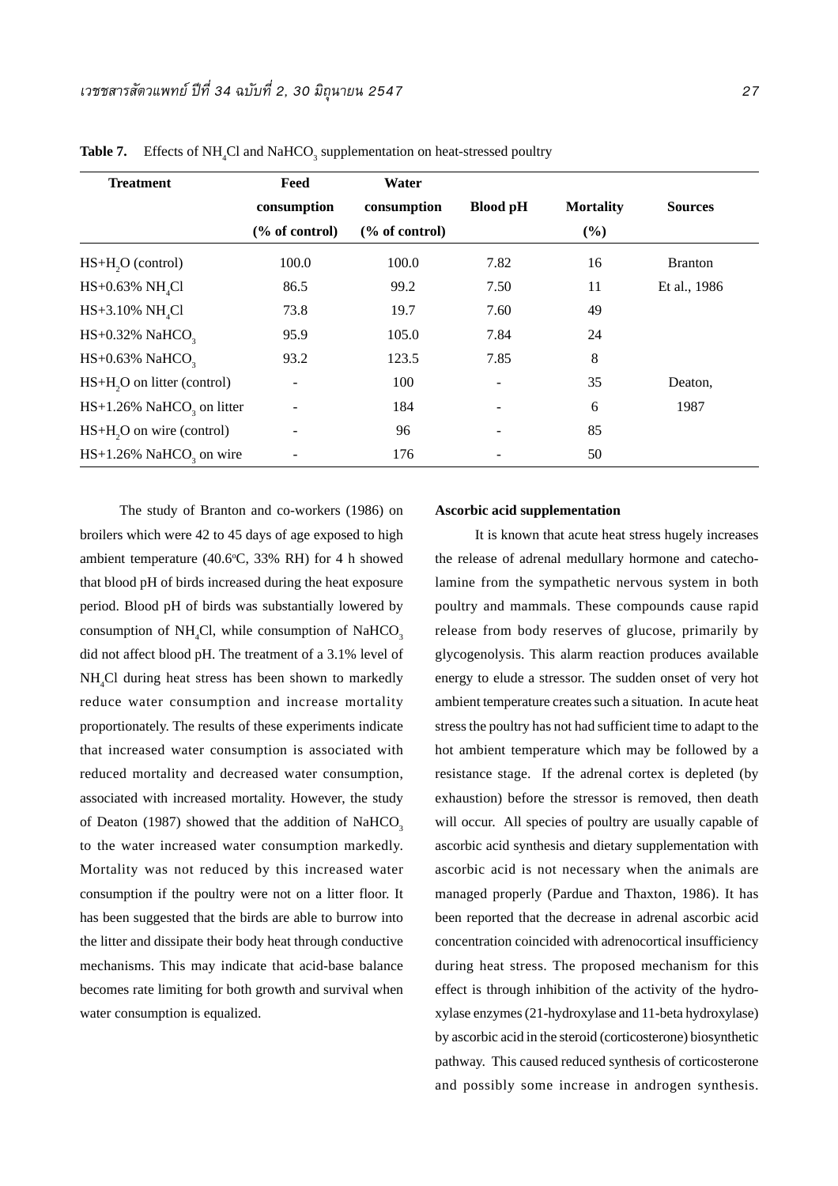**Table 7.** Effects of $NH_4Cl$ and $NaHCO_3$ supplementation on heat-stressed poultry

| Treatment | Feed consumption (% of control) | Water consumption (% of control) | Blood pH | Mortality (%) | Sources |
|---|---|---|---|---|---|
| HS+$H_2O$ (control) | 100.0 | 100.0 | 7.82 | 16 | Branton |
| HS+0.63% $NH_4Cl$ | 86.5 | 99.2 | 7.50 | 11 | Et al., 1986 |
| HS+3.10% $NH_4Cl$ | 73.8 | 19.7 | 7.60 | 49 | |
| HS+0.32% $NaHCO_3$ | 95.9 | 105.0 | 7.84 | 24 | |
| HS+0.63% $NaHCO_3$ | 93.2 | 123.5 | 7.85 | 8 | |
| HS+$H_2O$ on litter (control) | - | 100 | - | 35 | Deaton, |
| HS+1.26% $NaHCO_3$ on litter | - | 184 | - | 6 | 1987 |
| HS+$H_2O$ on wire (control) | - | 96 | - | 85 | |
| HS+1.26% $NaHCO_3$ on wire | - | 176 | - | 50 | |

The study of Branton and co-workers (1986) on broilers which were 42 to 45 days of age exposed to high ambient temperature (40.6°C, 33% RH) for 4 h showed that blood pH of birds increased during the heat exposure period. Blood pH of birds was substantially lowered by consumption of $NH_4Cl$, while consumption of $NaHCO_3$ did not affect blood pH. The treatment of a 3.1% level of $NH_4Cl$ during heat stress has been shown to markedly reduce water consumption and increase mortality proportionately. The results of these experiments indicate that increased water consumption is associated with reduced mortality and decreased water consumption, associated with increased mortality. However, the study of Deaton (1987) showed that the addition of $NaHCO_3$ to the water increased water consumption markedly. Mortality was not reduced by this increased water consumption if the poultry were not on a litter floor. It has been suggested that the birds are able to burrow into the litter and dissipate their body heat through conductive mechanisms. This may indicate that acid-base balance becomes rate limiting for both growth and survival when water consumption is equalized.

**Ascorbic acid supplementation**

It is known that acute heat stress hugely increases the release of adrenal medullary hormone and catecholamine from the sympathetic nervous system in both poultry and mammals. These compounds cause rapid release from body reserves of glucose, primarily by glycogenolysis. This alarm reaction produces available energy to elude a stressor. The sudden onset of very hot ambient temperature creates such a situation. In acute heat stress the poultry has not had sufficient time to adapt to the hot ambient temperature which may be followed by a resistance stage. If the adrenal cortex is depleted (by exhaustion) before the stressor is removed, then death will occur. All species of poultry are usually capable of ascorbic acid synthesis and dietary supplementation with ascorbic acid is not necessary when the animals are managed properly (Pardue and Thaxton, 1986). It has been reported that the decrease in adrenal ascorbic acid concentration coincided with adrenocortical insufficiency during heat stress. The proposed mechanism for this effect is through inhibition of the activity of the hydroxylase enzymes (21-hydroxylase and 11-beta hydroxylase) by ascorbic acid in the steroid (corticosterone) biosynthetic pathway. This caused reduced synthesis of corticosterone and possibly some increase in androgen synthesis.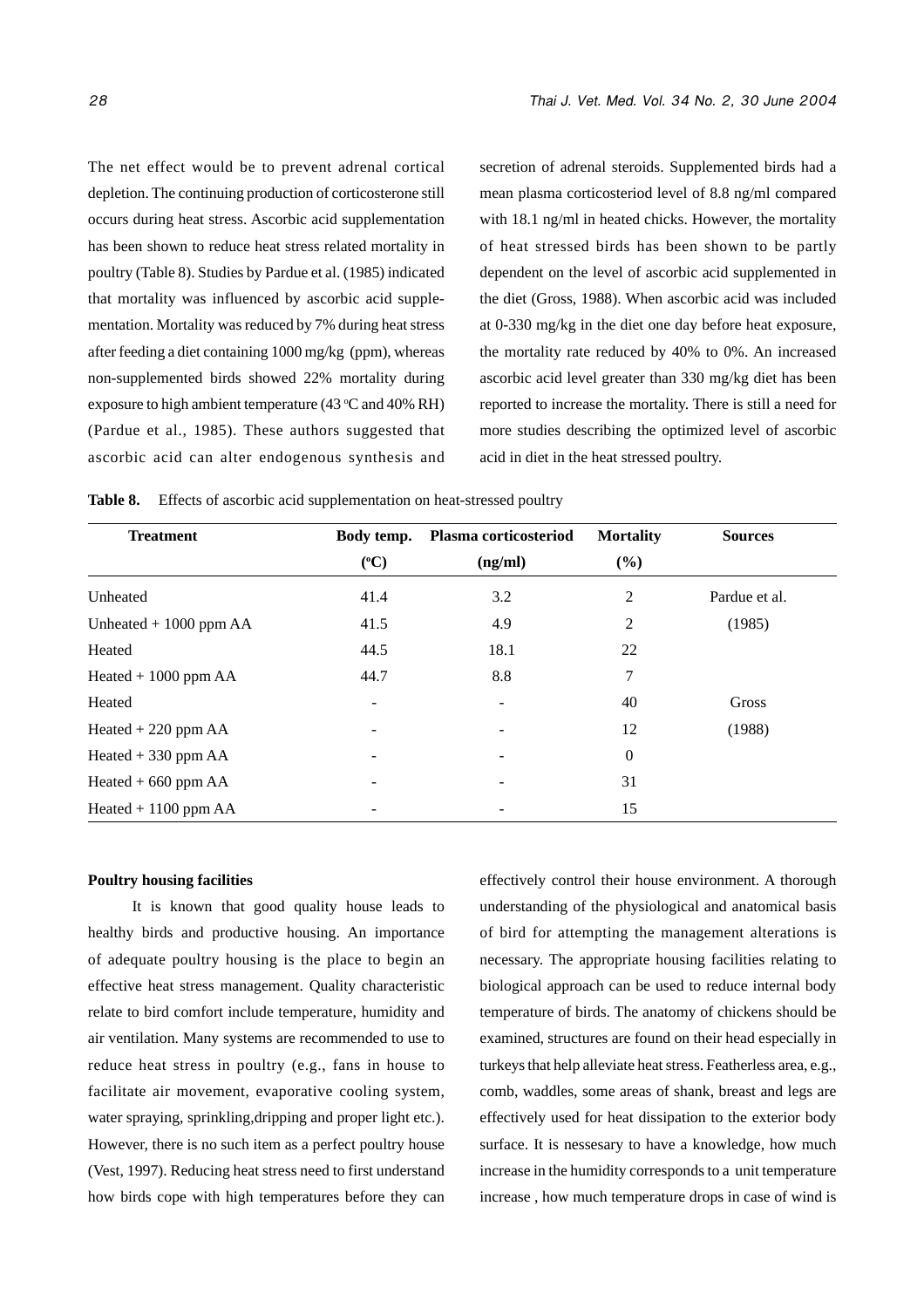The net effect would be to prevent adrenal cortical depletion. The continuing production of corticosterone still occurs during heat stress. Ascorbic acid supplementation has been shown to reduce heat stress related mortality in poultry (Table 8). Studies by Pardue et al. (1985) indicated that mortality was influenced by ascorbic acid supplementation. Mortality was reduced by 7% during heat stress after feeding a diet containing 1000 mg/kg (ppm), whereas non-supplemented birds showed 22% mortality during exposure to high ambient temperature (43 °C and 40% RH) (Pardue et al., 1985). These authors suggested that ascorbic acid can alter endogenous synthesis and secretion of adrenal steroids. Supplemented birds had a mean plasma corticosteriod level of 8.8 ng/ml compared with 18.1 ng/ml in heated chicks. However, the mortality of heat stressed birds has been shown to be partly dependent on the level of ascorbic acid supplemented in the diet (Gross, 1988). When ascorbic acid was included at 0-330 mg/kg in the diet one day before heat exposure, the mortality rate reduced by 40% to 0%. An increased ascorbic acid level greater than 330 mg/kg diet has been reported to increase the mortality. There is still a need for more studies describing the optimized level of ascorbic acid in diet in the heat stressed poultry.

**Table 8.** Effects of ascorbic acid supplementation on heat-stressed poultry

| Treatment | Body temp. (°C) | Plasma corticosteriod (ng/ml) | Mortality (%) | Sources |
|---|---|---|---|---|
| Unheated | 41.4 | 3.2 | 2 | Pardue et al. |
| Unheated + 1000 ppm AA | 41.5 | 4.9 | 2 | (1985) |
| Heated | 44.5 | 18.1 | 22 | |
| Heated + 1000 ppm AA | 44.7 | 8.8 | 7 | |
| Heated | - | - | 40 | Gross |
| Heated + 220 ppm AA | - | - | 12 | (1988) |
| Heated + 330 ppm AA | - | - | 0 | |
| Heated + 660 ppm AA | - | - | 31 | |
| Heated + 1100 ppm AA | - | - | 15 | |

**Poultry housing facilities**

It is known that good quality house leads to healthy birds and productive housing. An importance of adequate poultry housing is the place to begin an effective heat stress management. Quality characteristic relate to bird comfort include temperature, humidity and air ventilation. Many systems are recommended to use to reduce heat stress in poultry (e.g., fans in house to facilitate air movement, evaporative cooling system, water spraying, sprinkling,dripping and proper light etc.). However, there is no such item as a perfect poultry house (Vest, 1997). Reducing heat stress need to first understand how birds cope with high temperatures before they can effectively control their house environment. A thorough understanding of the physiological and anatomical basis of bird for attempting the management alterations is necessary. The appropriate housing facilities relating to biological approach can be used to reduce internal body temperature of birds. The anatomy of chickens should be examined, structures are found on their head especially in turkeys that help alleviate heat stress. Featherless area, e.g., comb, waddles, some areas of shank, breast and legs are effectively used for heat dissipation to the exterior body surface. It is nessesary to have a knowledge, how much increase in the humidity corresponds to a unit temperature increase , how much temperature drops in case of wind is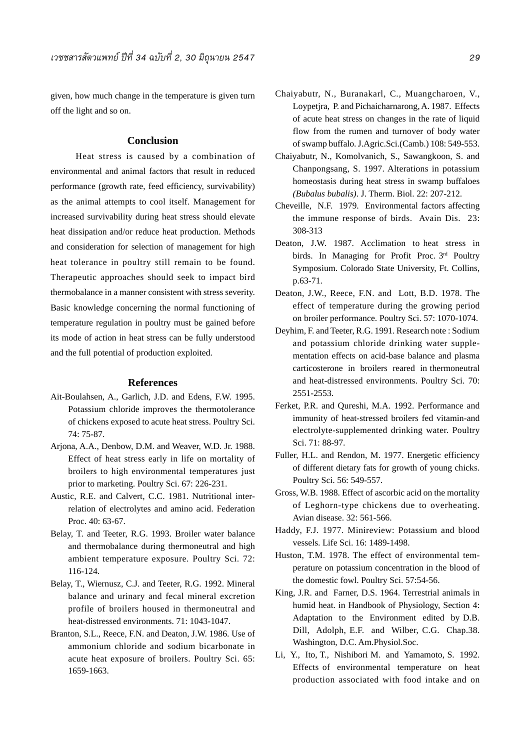given, how much change in the temperature is given turn off the light and so on.

## Conclusion

Heat stress is caused by a combination of environmental and animal factors that result in reduced performance (growth rate, feed efficiency, survivability) as the animal attempts to cool itself. Management for increased survivability during heat stress should elevate heat dissipation and/or reduce heat production. Methods and consideration for selection of management for high heat tolerance in poultry still remain to be found. Therapeutic approaches should seek to impact bird thermobalance in a manner consistent with stress severity. Basic knowledge concerning the normal functioning of temperature regulation in poultry must be gained before its mode of action in heat stress can be fully understood and the full potential of production exploited.

## References

Ait-Boulahsen, A., Garlich, J.D. and Edens, F.W. 1995. Potassium chloride improves the thermotolerance of chickens exposed to acute heat stress. Poultry Sci. 74: 75-87.

Arjona, A.A., Denbow, D.M. and Weaver, W.D. Jr. 1988. Effect of heat stress early in life on mortality of broilers to high environmental temperatures just prior to marketing. Poultry Sci. 67: 226-231.

Austic, R.E. and Calvert, C.C. 1981. Nutritional interrelation of electrolytes and amino acid. Federation Proc. 40: 63-67.

Belay, T. and Teeter, R.G. 1993. Broiler water balance and thermobalance during thermoneutral and high ambient temperature exposure. Poultry Sci. 72: 116-124.

Belay, T., Wiernusz, C.J. and Teeter, R.G. 1992. Mineral balance and urinary and fecal mineral excretion profile of broilers housed in thermoneutral and heat-distressed environments. 71: 1043-1047.

Branton, S.L., Reece, F.N. and Deaton, J.W. 1986. Use of ammonium chloride and sodium bicarbonate in acute heat exposure of broilers. Poultry Sci. 65: 1659-1663.

Chaiyabutr, N., Buranakarl, C., Muangcharoen, V., Loypetjra, P. and Pichaicharnarong, A. 1987. Effects of acute heat stress on changes in the rate of liquid flow from the rumen and turnover of body water of swamp buffalo. J.Agric.Sci.(Camb.) 108: 549-553.

Chaiyabutr, N., Komolvanich, S., Sawangkoon, S. and Chanpongsang, S. 1997. Alterations in potassium homeostasis during heat stress in swamp buffaloes *(Bubalus bubalis)*. J. Therm. Biol. 22: 207-212.

Cheveille, N.F. 1979. Environmental factors affecting the immune response of birds. Avain Dis. 23: 308-313

Deaton, J.W. 1987. Acclimation to heat stress in birds. In Managing for Profit Proc. 3rd Poultry Symposium. Colorado State University, Ft. Collins, p.63-71.

Deaton, J.W., Reece, F.N. and Lott, B.D. 1978. The effect of temperature during the growing period on broiler performance. Poultry Sci. 57: 1070-1074.

Deyhim, F. and Teeter, R.G. 1991. Research note : Sodium and potassium chloride drinking water supplementation effects on acid-base balance and plasma carticosterone in broilers reared in thermoneutral and heat-distressed environments. Poultry Sci. 70: 2551-2553.

Ferket, P.R. and Qureshi, M.A. 1992. Performance and immunity of heat-stressed broilers fed vitamin-and electrolyte-supplemented drinking water. Poultry Sci. 71: 88-97.

Fuller, H.L. and Rendon, M. 1977. Energetic efficiency of different dietary fats for growth of young chicks. Poultry Sci. 56: 549-557.

Gross, W.B. 1988. Effect of ascorbic acid on the mortality of Leghorn-type chickens due to overheating. Avian disease. 32: 561-566.

Haddy, F.J. 1977. Minireview: Potassium and blood vessels. Life Sci. 16: 1489-1498.

Huston, T.M. 1978. The effect of environmental temperature on potassium concentration in the blood of the domestic fowl. Poultry Sci. 57:54-56.

King, J.R. and Farner, D.S. 1964. Terrestrial animals in humid heat. in Handbook of Physiology, Section 4: Adaptation to the Environment edited by D.B. Dill, Adolph, E.F. and Wilber, C.G. Chap.38. Washington, D.C. Am.Physiol.Soc.

Li, Y., Ito, T., Nishibori M. and Yamamoto, S. 1992. Effects of environmental temperature on heat production associated with food intake and on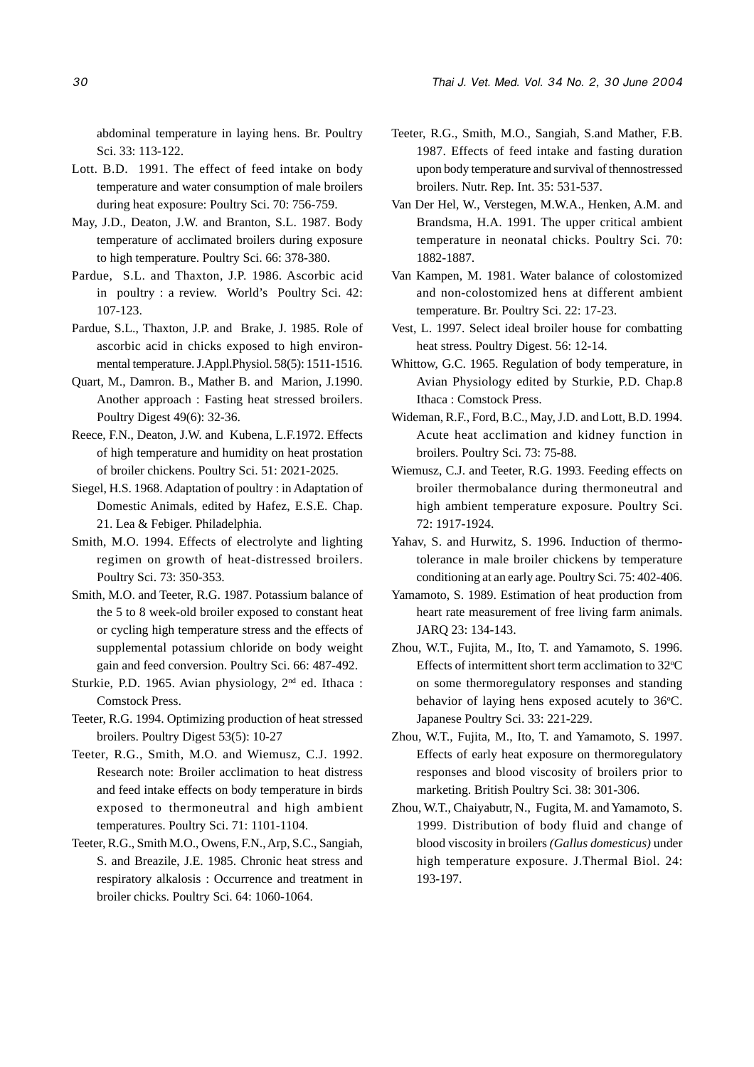abdominal temperature in laying hens. Br. Poultry Sci. 33: 113-122.

Lott. B.D. 1991. The effect of feed intake on body temperature and water consumption of male broilers during heat exposure: Poultry Sci. 70: 756-759.

May, J.D., Deaton, J.W. and Branton, S.L. 1987. Body temperature of acclimated broilers during exposure to high temperature. Poultry Sci. 66: 378-380.

Pardue, S.L. and Thaxton, J.P. 1986. Ascorbic acid in poultry : a review. World's Poultry Sci. 42: 107-123.

Pardue, S.L., Thaxton, J.P. and Brake, J. 1985. Role of ascorbic acid in chicks exposed to high environmental temperature. J.Appl.Physiol. 58(5): 1511-1516.

Quart, M., Damron. B., Mather B. and Marion, J.1990. Another approach : Fasting heat stressed broilers. Poultry Digest 49(6): 32-36.

Reece, F.N., Deaton, J.W. and Kubena, L.F.1972. Effects of high temperature and humidity on heat prostation of broiler chickens. Poultry Sci. 51: 2021-2025.

Siegel, H.S. 1968. Adaptation of poultry : in Adaptation of Domestic Animals, edited by Hafez, E.S.E. Chap. 21. Lea & Febiger. Philadelphia.

Smith, M.O. 1994. Effects of electrolyte and lighting regimen on growth of heat-distressed broilers. Poultry Sci. 73: 350-353.

Smith, M.O. and Teeter, R.G. 1987. Potassium balance of the 5 to 8 week-old broiler exposed to constant heat or cycling high temperature stress and the effects of supplemental potassium chloride on body weight gain and feed conversion. Poultry Sci. 66: 487-492.

Sturkie, P.D. 1965. Avian physiology, 2nd ed. Ithaca : Comstock Press.

Teeter, R.G. 1994. Optimizing production of heat stressed broilers. Poultry Digest 53(5): 10-27

Teeter, R.G., Smith, M.O. and Wiemusz, C.J. 1992. Research note: Broiler acclimation to heat distress and feed intake effects on body temperature in birds exposed to thermoneutral and high ambient temperatures. Poultry Sci. 71: 1101-1104.

Teeter, R.G., Smith M.O., Owens, F.N., Arp, S.C., Sangiah, S. and Breazile, J.E. 1985. Chronic heat stress and respiratory alkalosis : Occurrence and treatment in broiler chicks. Poultry Sci. 64: 1060-1064.

Teeter, R.G., Smith, M.O., Sangiah, S.and Mather, F.B. 1987. Effects of feed intake and fasting duration upon body temperature and survival of thennostressed broilers. Nutr. Rep. Int. 35: 531-537.

Van Der Hel, W., Verstegen, M.W.A., Henken, A.M. and Brandsma, H.A. 1991. The upper critical ambient temperature in neonatal chicks. Poultry Sci. 70: 1882-1887.

Van Kampen, M. 1981. Water balance of colostomized and non-colostomized hens at different ambient temperature. Br. Poultry Sci. 22: 17-23.

Vest, L. 1997. Select ideal broiler house for combatting heat stress. Poultry Digest. 56: 12-14.

Whittow, G.C. 1965. Regulation of body temperature, in Avian Physiology edited by Sturkie, P.D. Chap.8 Ithaca : Comstock Press.

Wideman, R.F., Ford, B.C., May, J.D. and Lott, B.D. 1994. Acute heat acclimation and kidney function in broilers. Poultry Sci. 73: 75-88.

Wiemusz, C.J. and Teeter, R.G. 1993. Feeding effects on broiler thermobalance during thermoneutral and high ambient temperature exposure. Poultry Sci. 72: 1917-1924.

Yahav, S. and Hurwitz, S. 1996. Induction of thermotolerance in male broiler chickens by temperature conditioning at an early age. Poultry Sci. 75: 402-406.

Yamamoto, S. 1989. Estimation of heat production from heart rate measurement of free living farm animals. JARQ 23: 134-143.

Zhou, W.T., Fujita, M., Ito, T. and Yamamoto, S. 1996. Effects of intermittent short term acclimation to 32°C on some thermoregulatory responses and standing behavior of laying hens exposed acutely to 36°C. Japanese Poultry Sci. 33: 221-229.

Zhou, W.T., Fujita, M., Ito, T. and Yamamoto, S. 1997. Effects of early heat exposure on thermoregulatory responses and blood viscosity of broilers prior to marketing. British Poultry Sci. 38: 301-306.

Zhou, W.T., Chaiyabutr, N., Fugita, M. and Yamamoto, S. 1999. Distribution of body fluid and change of blood viscosity in broilers *(Gallus domesticus)* under high temperature exposure. J.Thermal Biol. 24: 193-197.